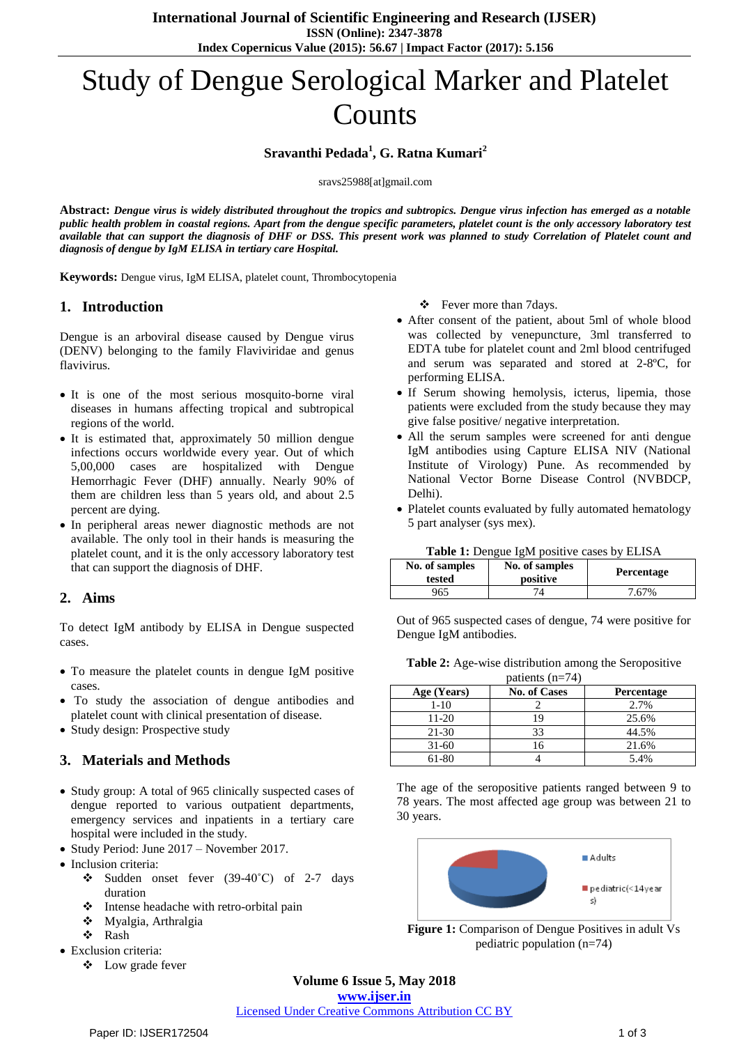# Study of Dengue Serological Marker and Platelet Counts

**Sravanthi Pedada[1], G. Ratna Kumari[2]**

sravs25988[at]gmail.com

**Abstract:** ***Dengue virus is widely distributed throughout the tropics and subtropics. Dengue virus infection has emerged as a notable public health problem in coastal regions. Apart from the dengue specific parameters, platelet count is the only accessory laboratory test available that can support the diagnosis of DHF or DSS. This present work was planned to study Correlation of Platelet count and diagnosis of dengue by IgM ELISA in tertiary care Hospital.***

**Keywords:** Dengue virus, IgM ELISA, platelet count, Thrombocytopenia

## 1. Introduction

Dengue is an arboviral disease caused by Dengue virus (DENV) belonging to the family Flaviviridae and genus flavivirus.

- It is one of the most serious mosquito-borne viral diseases in humans affecting tropical and subtropical regions of the world.
- It is estimated that, approximately 50 million dengue infections occurs worldwide every year. Out of which 5,00,000 cases are hospitalized with Dengue Hemorrhagic Fever (DHF) annually. Nearly 90% of them are children less than 5 years old, and about 2.5 percent are dying.
- In peripheral areas newer diagnostic methods are not available. The only tool in their hands is measuring the platelet count, and it is the only accessory laboratory test that can support the diagnosis of DHF.

## 2. Aims

To detect IgM antibody by ELISA in Dengue suspected cases.

- To measure the platelet counts in dengue IgM positive cases.
- To study the association of dengue antibodies and platelet count with clinical presentation of disease.
- Study design: Prospective study

## 3. Materials and Methods

- Study group: A total of 965 clinically suspected cases of dengue reported to various outpatient departments, emergency services and inpatients in a tertiary care hospital were included in the study.
- Study Period: June 2017 – November 2017.
- Inclusion criteria:
  - ❖ Sudden onset fever (39-40˚C) of 2-7 days duration
  - ❖ Intense headache with retro-orbital pain
  - ❖ Myalgia, Arthralgia
  - ❖ Rash
- Exclusion criteria:
  - ❖ Low grade fever
  - ❖ Fever more than 7days.
- After consent of the patient, about 5ml of whole blood was collected by venepuncture, 3ml transferred to EDTA tube for platelet count and 2ml blood centrifuged and serum was separated and stored at 2-8ºC, for performing ELISA.
- If Serum showing hemolysis, icterus, lipemia, those patients were excluded from the study because they may give false positive/ negative interpretation.
- All the serum samples were screened for anti dengue IgM antibodies using Capture ELISA NIV (National Institute of Virology) Pune. As recommended by National Vector Borne Disease Control (NVBDCP, Delhi).
- Platelet counts evaluated by fully automated hematology 5 part analyser (sys mex).

**Table 1:** Dengue IgM positive cases by ELISA

| No. of samples tested | No. of samples positive | Percentage |
|---|---|---|
| 965 | 74 | 7.67% |

Out of 965 suspected cases of dengue, 74 were positive for Dengue IgM antibodies.

**Table 2:** Age-wise distribution among the Seropositive patients (n=74)

| Age (Years) | No. of Cases | Percentage |
|---|---|---|
| 1-10 | 2 | 2.7% |
| 11-20 | 19 | 25.6% |
| 21-30 | 33 | 44.5% |
| 31-60 | 16 | 21.6% |
| 61-80 | 4 | 5.4% |

The age of the seropositive patients ranged between 9 to 78 years. The most affected age group was between 21 to 30 years.

**Figure 1:** Comparison of Dengue Positives in adult Vs pediatric population (n=74)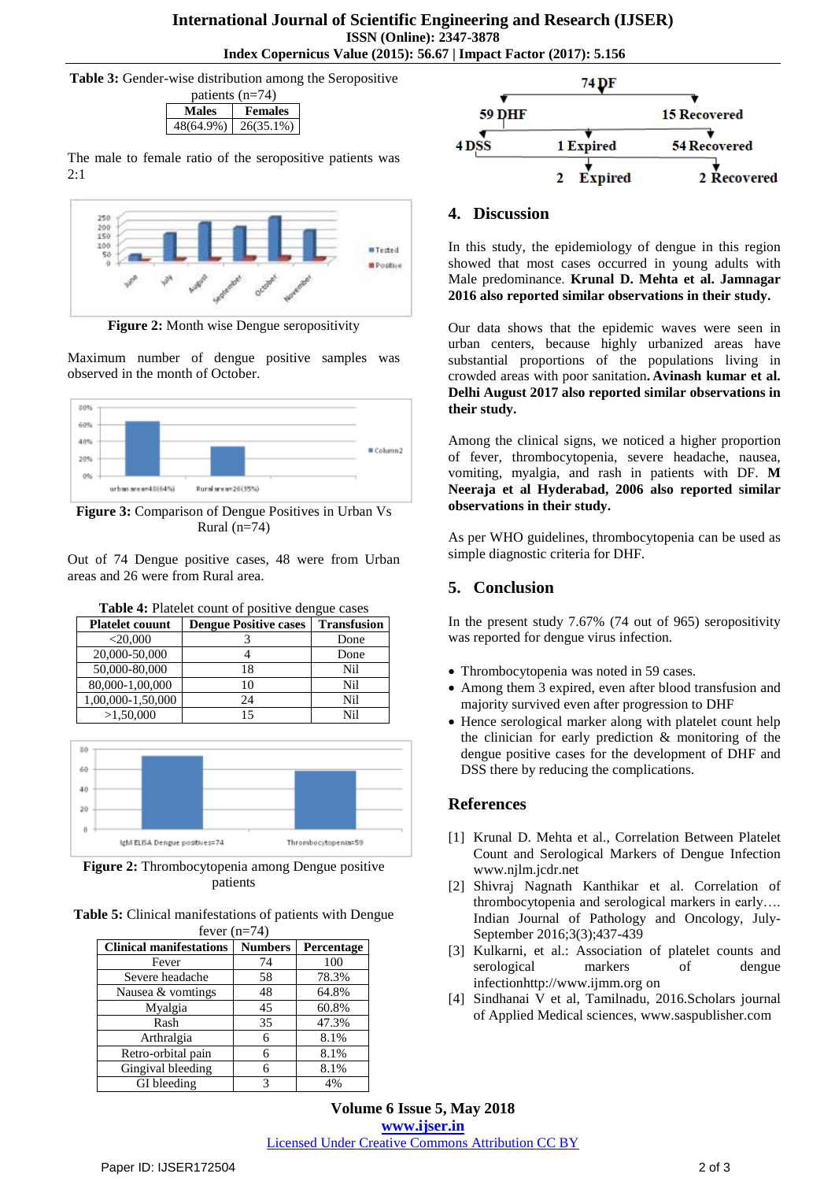**Table 3:** Gender-wise distribution among the Seropositive patients (n=74)

| Males | Females |
|---|---|
| 48(64.9%) | 26(35.1%) |

The male to female ratio of the seropositive patients was 2:1

**Figure 2:** Month wise Dengue seropositivity

Maximum number of dengue positive samples was observed in the month of October.

**Figure 3:** Comparison of Dengue Positives in Urban Vs Rural (n=74)

Out of 74 Dengue positive cases, 48 were from Urban areas and 26 were from Rural area.

**Table 4:** Platelet count of positive dengue cases

| Platelet couunt | Dengue Positive cases | Transfusion |
|---|---|---|
| <20,000 | 3 | Done |
| 20,000-50,000 | 4 | Done |
| 50,000-80,000 | 18 | Nil |
| 80,000-1,00,000 | 10 | Nil |
| 1,00,000-1,50,000 | 24 | Nil |
| >1,50,000 | 15 | Nil |

**Figure 2:** Thrombocytopenia among Dengue positive patients

**Table 5:** Clinical manifestations of patients with Dengue fever (n=74)

| Clinical manifestations | Numbers | Percentage |
|---|---|---|
| Fever | 74 | 100 |
| Severe headache | 58 | 78.3% |
| Nausea & vomtings | 48 | 64.8% |
| Myalgia | 45 | 60.8% |
| Rash | 35 | 47.3% |
| Arthralgia | 6 | 8.1% |
| Retro-orbital pain | 6 | 8.1% |
| Gingival bleeding | 6 | 8.1% |
| GI bleeding | 3 | 4% |

74 DF → 59 DHF, 15 Recovered

59 DHF → 4 DSS, 1 Expired, 54 Recovered

4 DSS → 2 Expired, 2 Recovered

## 4. Discussion

In this study, the epidemiology of dengue in this region showed that most cases occurred in young adults with Male predominance. **Krunal D. Mehta et al. Jamnagar 2016 also reported similar observations in their study.**

Our data shows that the epidemic waves were seen in urban centers, because highly urbanized areas have substantial proportions of the populations living in crowded areas with poor sanitation**. Avinash kumar et al. Delhi August 2017 also reported similar observations in their study.**

Among the clinical signs, we noticed a higher proportion of fever, thrombocytopenia, severe headache, nausea, vomiting, myalgia, and rash in patients with DF. **M Neeraja et al Hyderabad, 2006 also reported similar observations in their study.**

As per WHO guidelines, thrombocytopenia can be used as simple diagnostic criteria for DHF.

## 5. Conclusion

In the present study 7.67% (74 out of 965) seropositivity was reported for dengue virus infection.

- Thrombocytopenia was noted in 59 cases.
- Among them 3 expired, even after blood transfusion and majority survived even after progression to DHF
- Hence serological marker along with platelet count help the clinician for early prediction & monitoring of the dengue positive cases for the development of DHF and DSS there by reducing the complications.

## References

[1] Krunal D. Mehta et al., Correlation Between Platelet Count and Serological Markers of Dengue Infection www.njlm.jcdr.net

[2] Shivraj Nagnath Kanthikar et al. Correlation of thrombocytopenia and serological markers in early…. Indian Journal of Pathology and Oncology, July-September 2016;3(3);437-439

[3] Kulkarni, et al.: Association of platelet counts and serological markers of dengue infectionhttp://www.ijmm.org on

[4] Sindhanai V et al, Tamilnadu, 2016.Scholars journal of Applied Medical sciences, www.saspublisher.com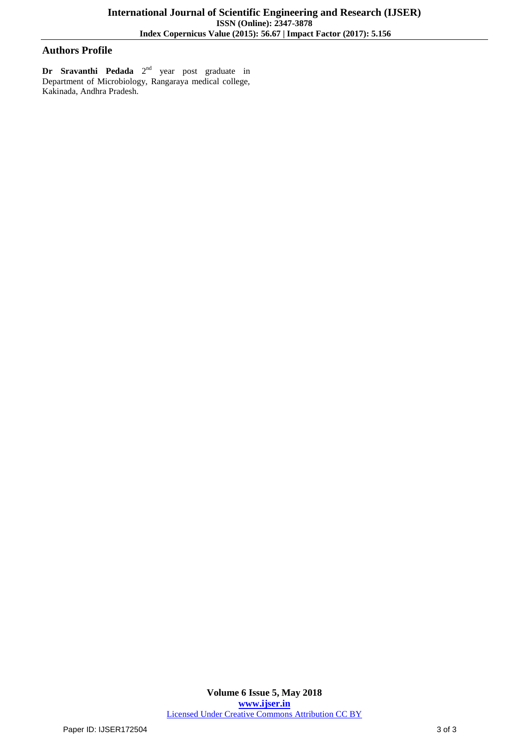## Authors Profile

**Dr Sravanthi Pedada** 2nd year post graduate in Department of Microbiology, Rangaraya medical college, Kakinada, Andhra Pradesh.